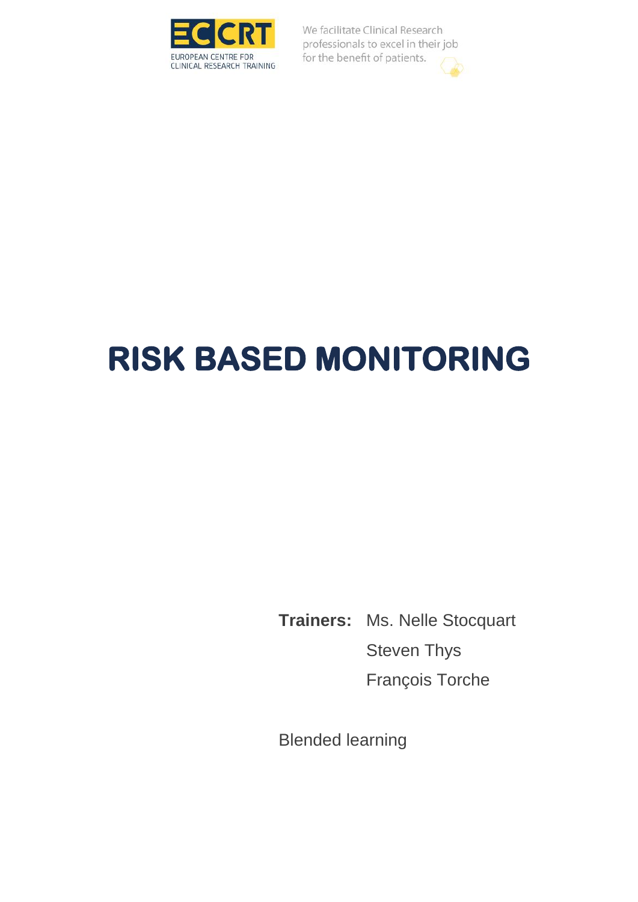ECCRT

EUROPEAN CENTRE FOR CLINICAL RESEARCH TRAINING

We facilitate Clinical Research professionals to excel in their job for the benefit of patients.

# RISK BASED MONITORING

**Trainers:** Ms. Nelle Stocquart
Steven Thys
François Torche

Blended learning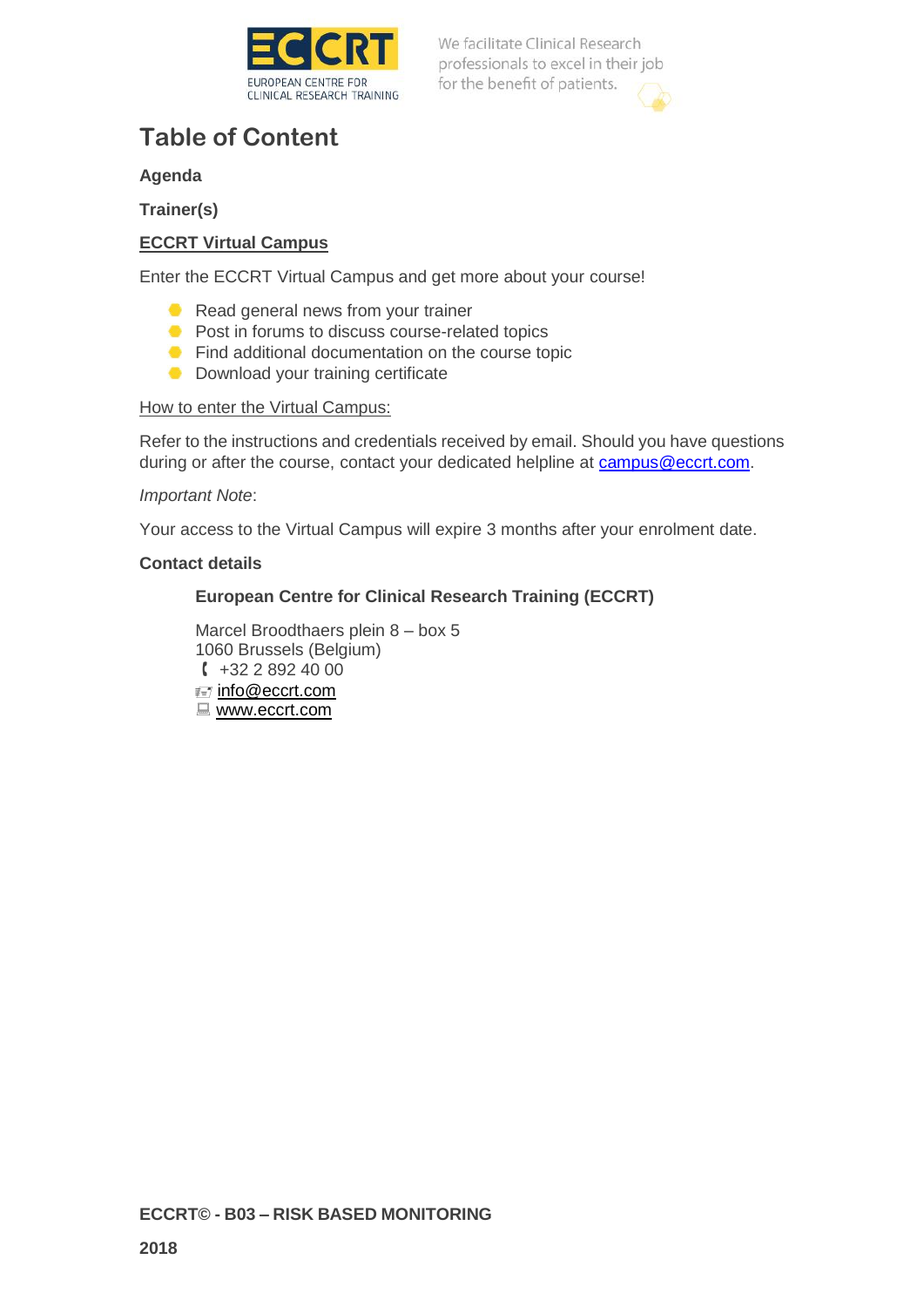# Table of Content

**Agenda**

**Trainer(s)**

**ECCRT Virtual Campus**

Enter the ECCRT Virtual Campus and get more about your course!

- Read general news from your trainer
- Post in forums to discuss course-related topics
- Find additional documentation on the course topic
- Download your training certificate

How to enter the Virtual Campus:

Refer to the instructions and credentials received by email. Should you have questions during or after the course, contact your dedicated helpline at campus@eccrt.com.

*Important Note*:

Your access to the Virtual Campus will expire 3 months after your enrolment date.

**Contact details**

**European Centre for Clinical Research Training (ECCRT)**

Marcel Broodthaers plein 8 – box 5
1060 Brussels (Belgium)
+32 2 892 40 00
info@eccrt.com
www.eccrt.com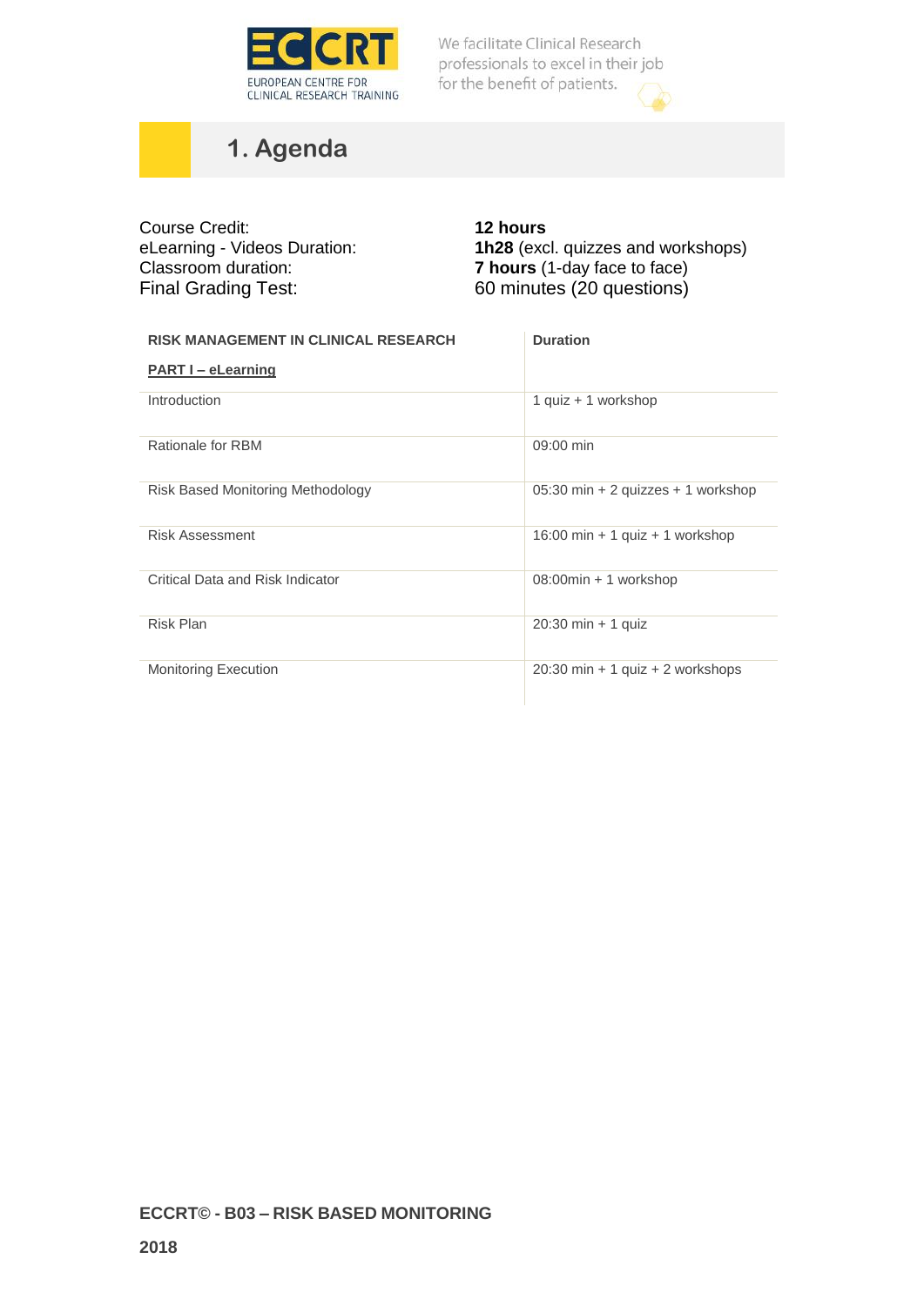# 1. Agenda

| | |
|---|---|
| Course Credit: | **12 hours** |
| eLearning - Videos Duration: | **1h28** (excl. quizzes and workshops) |
| Classroom duration: | **7 hours** (1-day face to face) |
| Final Grading Test: | 60 minutes (20 questions) |

| **RISK MANAGEMENT IN CLINICAL RESEARCH**<br>**PART I – eLearning** | **Duration** |
|---|---|
| Introduction | 1 quiz + 1 workshop |
| Rationale for RBM | 09:00 min |
| Risk Based Monitoring Methodology | 05:30 min + 2 quizzes + 1 workshop |
| Risk Assessment | 16:00 min + 1 quiz + 1 workshop |
| Critical Data and Risk Indicator | 08:00min + 1 workshop |
| Risk Plan | 20:30 min + 1 quiz |
| Monitoring Execution | 20:30 min + 1 quiz + 2 workshops |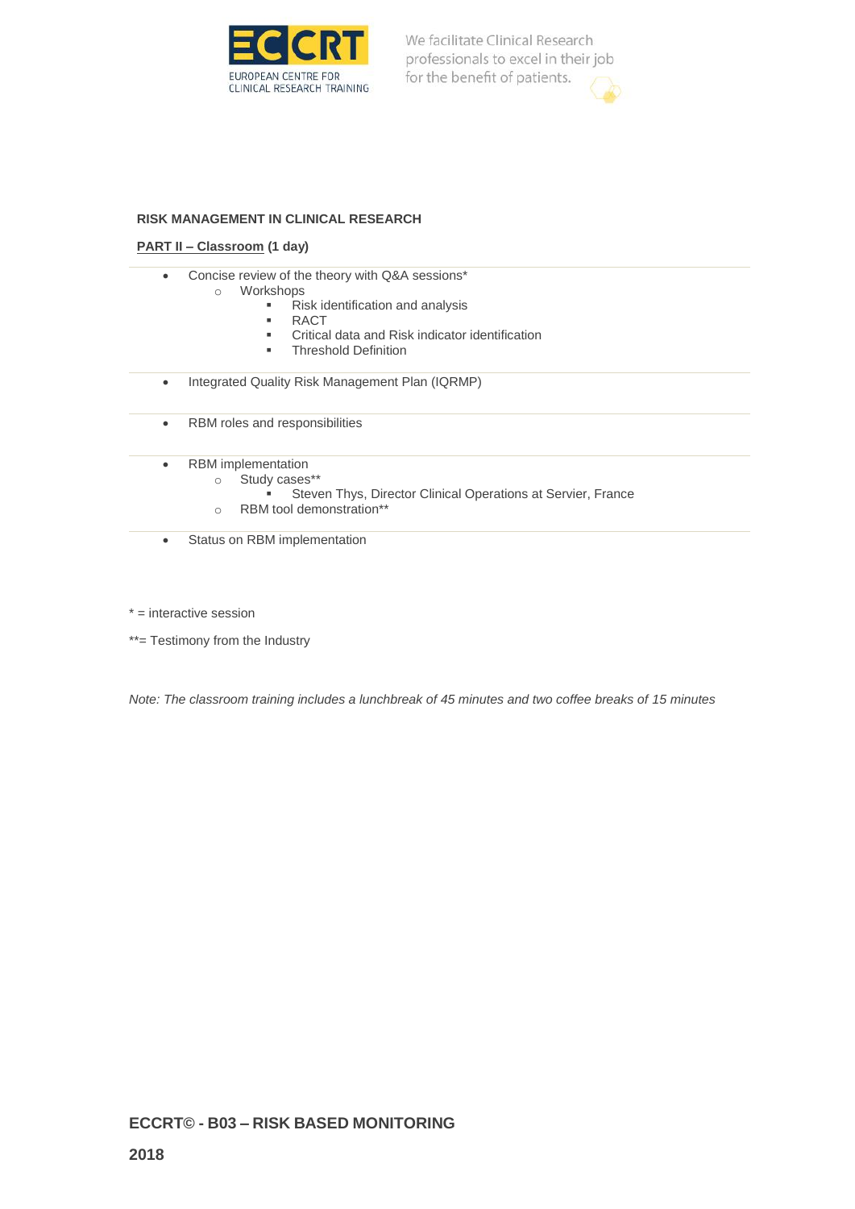**RISK MANAGEMENT IN CLINICAL RESEARCH**

**PART II – Classroom (1 day)**

- Concise review of the theory with Q&A sessions*
  - Workshops
    - Risk identification and analysis
    - RACT
    - Critical data and Risk indicator identification
    - Threshold Definition

- Integrated Quality Risk Management Plan (IQRMP)

- RBM roles and responsibilities

- RBM implementation
  - Study cases**
    - Steven Thys, Director Clinical Operations at Servier, France
  - RBM tool demonstration**

- Status on RBM implementation

* = interactive session

**= Testimony from the Industry

*Note: The classroom training includes a lunchbreak of 45 minutes and two coffee breaks of 15 minutes*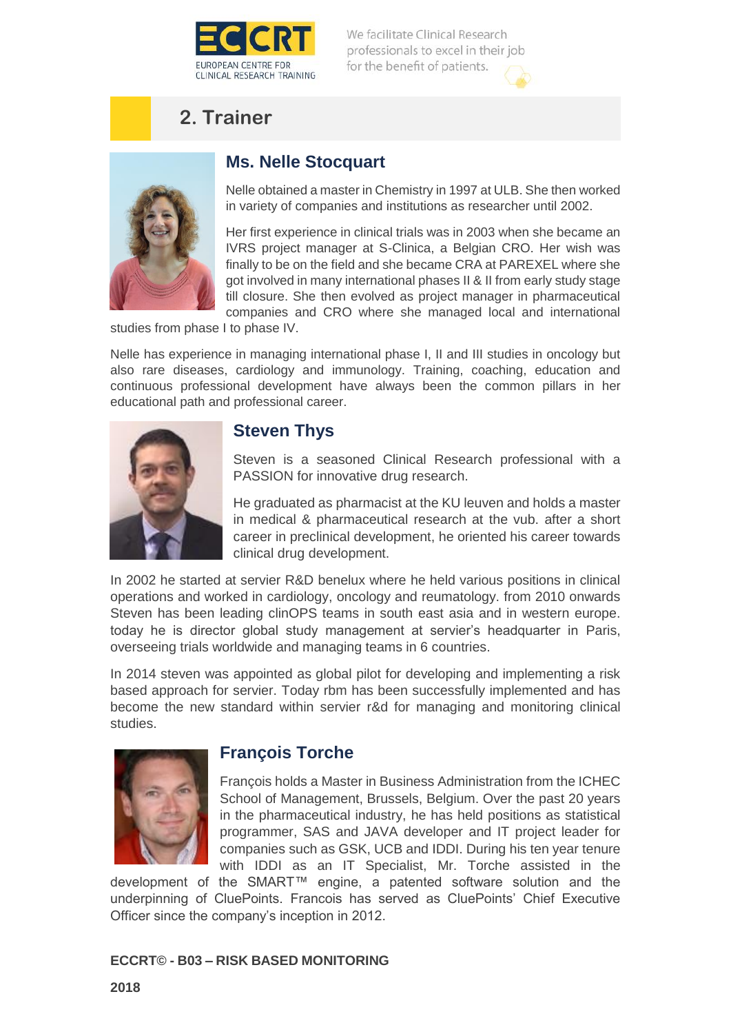## 2. Trainer

### Ms. Nelle Stocquart

Nelle obtained a master in Chemistry in 1997 at ULB. She then worked in variety of companies and institutions as researcher until 2002.

Her first experience in clinical trials was in 2003 when she became an IVRS project manager at S-Clinica, a Belgian CRO. Her wish was finally to be on the field and she became CRA at PAREXEL where she got involved in many international phases II & II from early study stage till closure. She then evolved as project manager in pharmaceutical companies and CRO where she managed local and international studies from phase I to phase IV.

Nelle has experience in managing international phase I, II and III studies in oncology but also rare diseases, cardiology and immunology. Training, coaching, education and continuous professional development have always been the common pillars in her educational path and professional career.

### Steven Thys

Steven is a seasoned Clinical Research professional with a PASSION for innovative drug research.

He graduated as pharmacist at the KU leuven and holds a master in medical & pharmaceutical research at the vub. after a short career in preclinical development, he oriented his career towards clinical drug development.

In 2002 he started at servier R&D benelux where he held various positions in clinical operations and worked in cardiology, oncology and reumatology. from 2010 onwards Steven has been leading clinOPS teams in south east asia and in western europe. today he is director global study management at servier's headquarter in Paris, overseeing trials worldwide and managing teams in 6 countries.

In 2014 steven was appointed as global pilot for developing and implementing a risk based approach for servier. Today rbm has been successfully implemented and has become the new standard within servier r&d for managing and monitoring clinical studies.

### François Torche

François holds a Master in Business Administration from the ICHEC School of Management, Brussels, Belgium. Over the past 20 years in the pharmaceutical industry, he has held positions as statistical programmer, SAS and JAVA developer and IT project leader for companies such as GSK, UCB and IDDI. During his ten year tenure with IDDI as an IT Specialist, Mr. Torche assisted in the development of the SMART™ engine, a patented software solution and the underpinning of CluePoints. Francois has served as CluePoints' Chief Executive Officer since the company's inception in 2012.

**ECCRT© - B03 – RISK BASED MONITORING**

**2018**